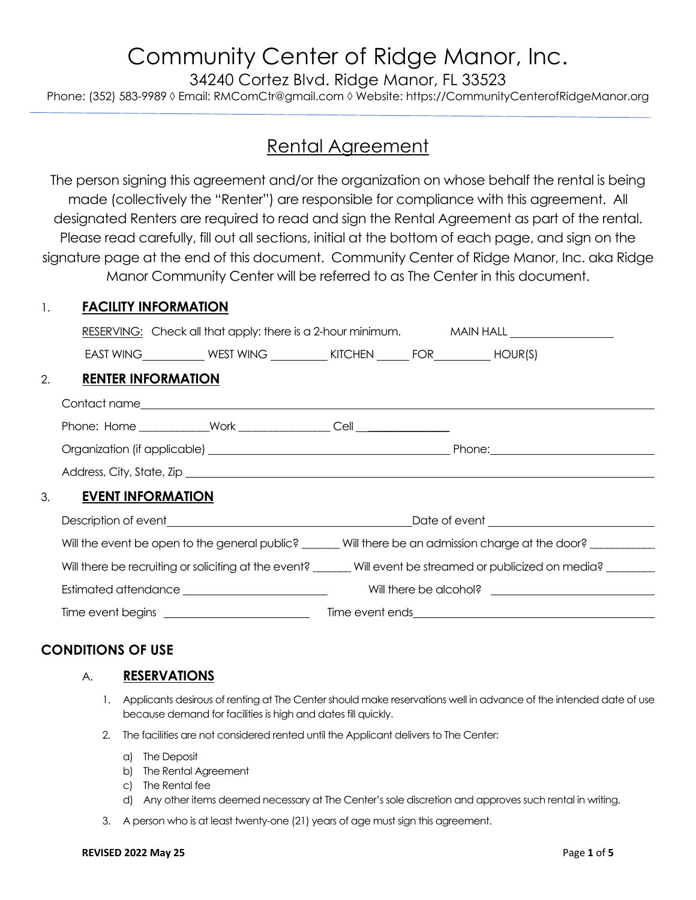# Community Center of Ridge Manor, Inc.

34240 Cortez Blvd. Ridge Manor, FL 33523

Phone: (352) 583-9989 ◊ Email: RMComCtr@gmail.com ◊ Website: https://CommunityCenterofRidgeManor.org

---

## Rental Agreement

The person signing this agreement and/or the organization on whose behalf the rental is being made (collectively the "Renter") are responsible for compliance with this agreement. All designated Renters are required to read and sign the Rental Agreement as part of the rental. Please read carefully, fill out all sections, initial at the bottom of each page, and sign on the signature page at the end of this document. Community Center of Ridge Manor, Inc. aka Ridge Manor Community Center will be referred to as The Center in this document.

### 1. FACILITY INFORMATION

RESERVING: Check all that apply: there is a 2-hour minimum. MAIN HALL ________________

EAST WING__________ WEST WING __________ KITCHEN ______ FOR__________ HOUR(S)

### 2. RENTER INFORMATION

Contact name ______________________________________________________________

Phone: Home ____________Work ________________ Cell ______________

Organization (if applicable) ________________________________________ Phone: ____________________________

Address, City, State, Zip ______________________________________________________________

### 3. EVENT INFORMATION

Description of event ________________________________________ Date of event ____________________________

Will the event be open to the general public? _______ Will there be an admission charge at the door? ___________

Will there be recruiting or soliciting at the event? _______ Will event be streamed or publicized on media? ________

Estimated attendance ________________________ Will there be alcohol? ____________________________

Time event begins ________________________ Time event ends ________________________________________

## CONDITIONS OF USE

### A. RESERVATIONS

1. Applicants desirous of renting at The Center should make reservations well in advance of the intended date of use because demand for facilities is high and dates fill quickly.
2. The facilities are not considered rented until the Applicant delivers to The Center:
   a) The Deposit
   b) The Rental Agreement
   c) The Rental fee
   d) Any other items deemed necessary at The Center's sole discretion and approves such rental in writing.
3. A person who is at least twenty-one (21) years of age must sign this agreement.

**REVISED 2022 May 25**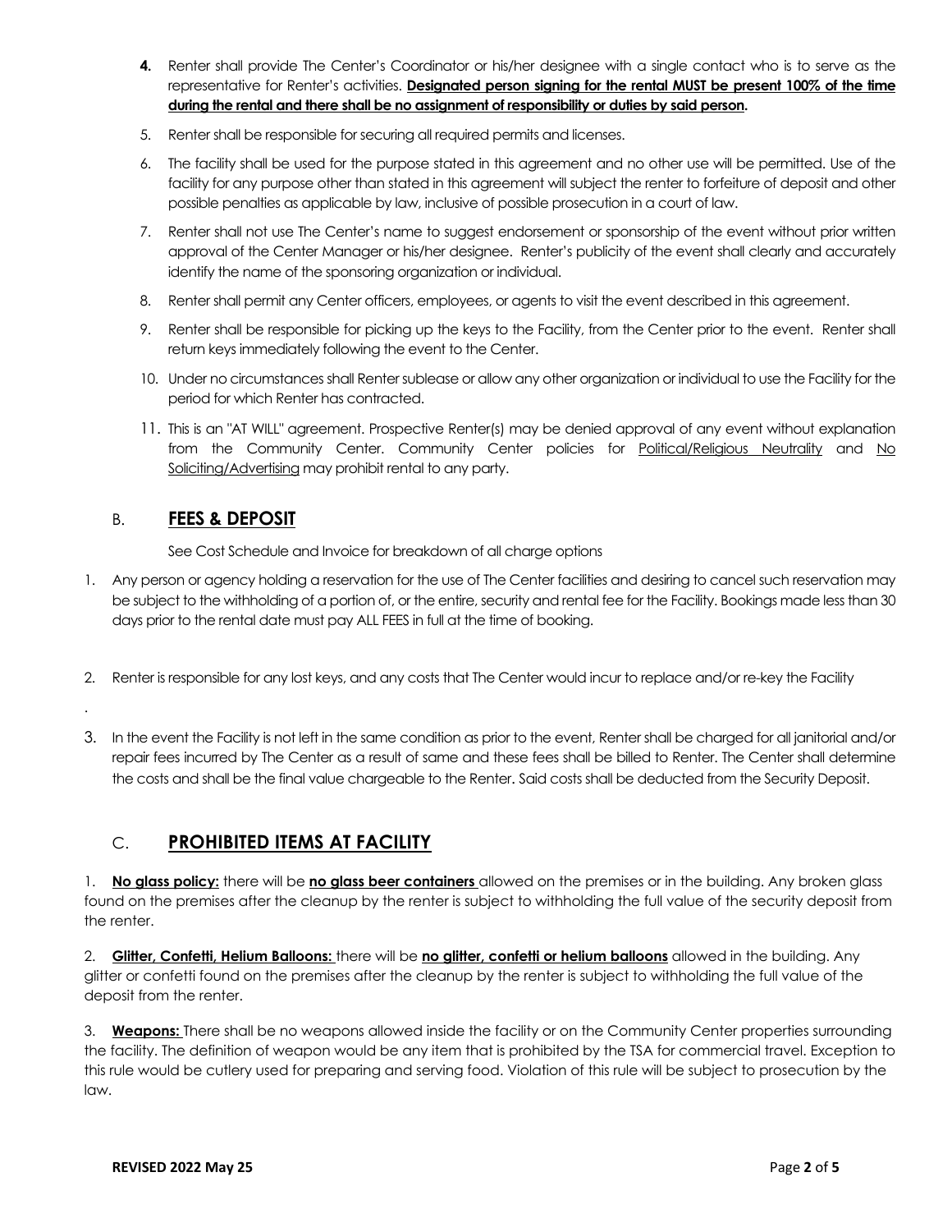4. Renter shall provide The Center's Coordinator or his/her designee with a single contact who is to serve as the representative for Renter's activities. **Designated person signing for the rental MUST be present 100% of the time during the rental and there shall be no assignment of responsibility or duties by said person.**
5. Renter shall be responsible for securing all required permits and licenses.
6. The facility shall be used for the purpose stated in this agreement and no other use will be permitted. Use of the facility for any purpose other than stated in this agreement will subject the renter to forfeiture of deposit and other possible penalties as applicable by law, inclusive of possible prosecution in a court of law.
7. Renter shall not use The Center's name to suggest endorsement or sponsorship of the event without prior written approval of the Center Manager or his/her designee. Renter's publicity of the event shall clearly and accurately identify the name of the sponsoring organization or individual.
8. Renter shall permit any Center officers, employees, or agents to visit the event described in this agreement.
9. Renter shall be responsible for picking up the keys to the Facility, from the Center prior to the event. Renter shall return keys immediately following the event to the Center.
10. Under no circumstances shall Renter sublease or allow any other organization or individual to use the Facility for the period for which Renter has contracted.
11. This is an "AT WILL" agreement. Prospective Renter(s) may be denied approval of any event without explanation from the Community Center. Community Center policies for Political/Religious Neutrality and No Soliciting/Advertising may prohibit rental to any party.

## B. FEES & DEPOSIT

See Cost Schedule and Invoice for breakdown of all charge options

1. Any person or agency holding a reservation for the use of The Center facilities and desiring to cancel such reservation may be subject to the withholding of a portion of, or the entire, security and rental fee for the Facility. Bookings made less than 30 days prior to the rental date must pay ALL FEES in full at the time of booking.
2. Renter is responsible for any lost keys, and any costs that The Center would incur to replace and/or re-key the Facility
3. In the event the Facility is not left in the same condition as prior to the event, Renter shall be charged for all janitorial and/or repair fees incurred by The Center as a result of same and these fees shall be billed to Renter. The Center shall determine the costs and shall be the final value chargeable to the Renter. Said costs shall be deducted from the Security Deposit.

## C. PROHIBITED ITEMS AT FACILITY

1. **No glass policy:** there will be **no glass beer containers** allowed on the premises or in the building. Any broken glass found on the premises after the cleanup by the renter is subject to withholding the full value of the security deposit from the renter.

2. **Glitter, Confetti, Helium Balloons:** there will be **no glitter, confetti or helium balloons** allowed in the building. Any glitter or confetti found on the premises after the cleanup by the renter is subject to withholding the full value of the deposit from the renter.

3. **Weapons:** There shall be no weapons allowed inside the facility or on the Community Center properties surrounding the facility. The definition of weapon would be any item that is prohibited by the TSA for commercial travel. Exception to this rule would be cutlery used for preparing and serving food. Violation of this rule will be subject to prosecution by the law.

**REVISED 2022 May 25**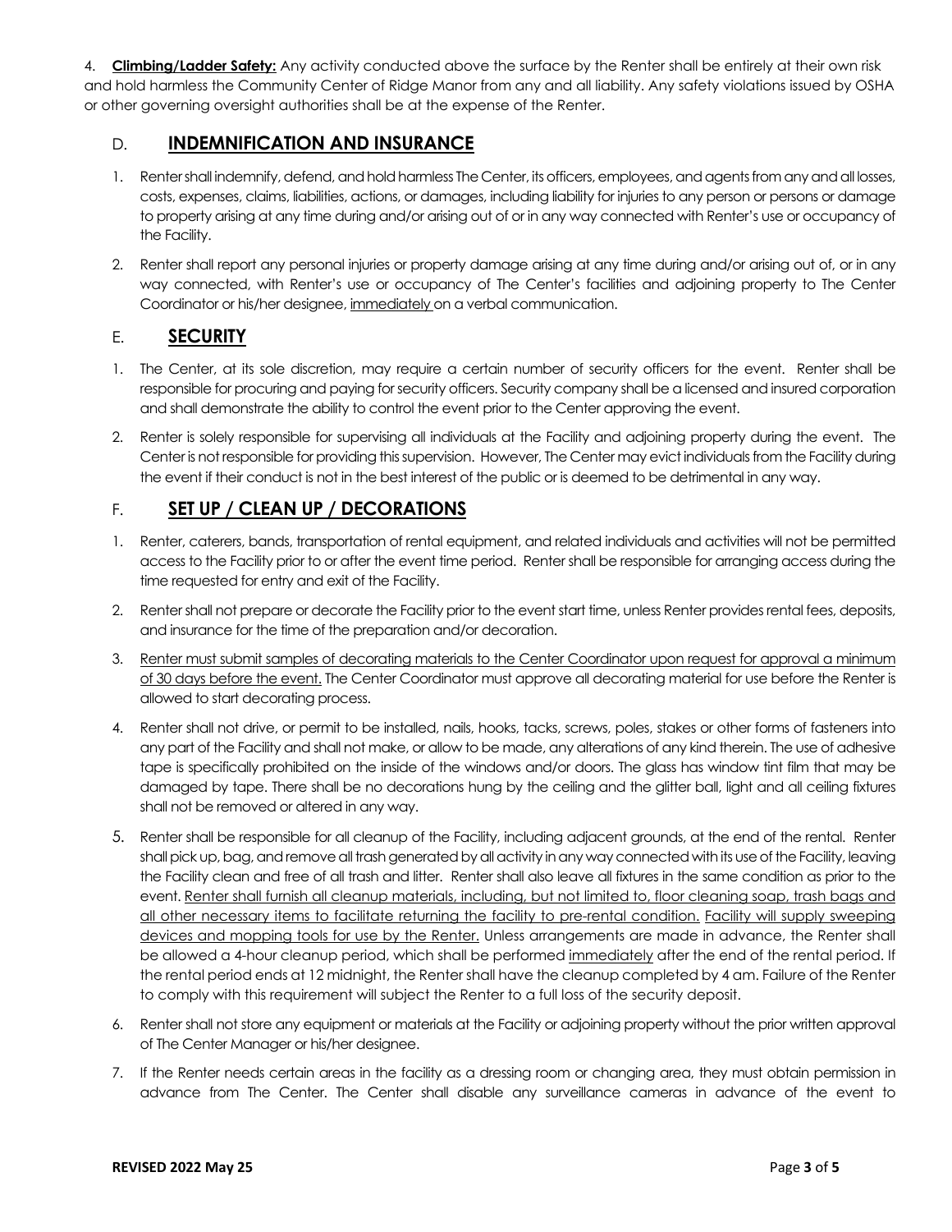4. **Climbing/Ladder Safety:** Any activity conducted above the surface by the Renter shall be entirely at their own risk and hold harmless the Community Center of Ridge Manor from any and all liability. Any safety violations issued by OSHA or other governing oversight authorities shall be at the expense of the Renter.

## D. INDEMNIFICATION AND INSURANCE

1. Renter shall indemnify, defend, and hold harmless The Center, its officers, employees, and agents from any and all losses, costs, expenses, claims, liabilities, actions, or damages, including liability for injuries to any person or persons or damage to property arising at any time during and/or arising out of or in any way connected with Renter's use or occupancy of the Facility.
2. Renter shall report any personal injuries or property damage arising at any time during and/or arising out of, or in any way connected, with Renter's use or occupancy of The Center's facilities and adjoining property to The Center Coordinator or his/her designee, immediately on a verbal communication.

## E. SECURITY

1. The Center, at its sole discretion, may require a certain number of security officers for the event. Renter shall be responsible for procuring and paying for security officers. Security company shall be a licensed and insured corporation and shall demonstrate the ability to control the event prior to the Center approving the event.
2. Renter is solely responsible for supervising all individuals at the Facility and adjoining property during the event. The Center is not responsible for providing this supervision. However, The Center may evict individuals from the Facility during the event if their conduct is not in the best interest of the public or is deemed to be detrimental in any way.

## F. SET UP / CLEAN UP / DECORATIONS

1. Renter, caterers, bands, transportation of rental equipment, and related individuals and activities will not be permitted access to the Facility prior to or after the event time period. Renter shall be responsible for arranging access during the time requested for entry and exit of the Facility.
2. Renter shall not prepare or decorate the Facility prior to the event start time, unless Renter provides rental fees, deposits, and insurance for the time of the preparation and/or decoration.
3. Renter must submit samples of decorating materials to the Center Coordinator upon request for approval a minimum of 30 days before the event. The Center Coordinator must approve all decorating material for use before the Renter is allowed to start decorating process.
4. Renter shall not drive, or permit to be installed, nails, hooks, tacks, screws, poles, stakes or other forms of fasteners into any part of the Facility and shall not make, or allow to be made, any alterations of any kind therein. The use of adhesive tape is specifically prohibited on the inside of the windows and/or doors. The glass has window tint film that may be damaged by tape. There shall be no decorations hung by the ceiling and the glitter ball, light and all ceiling fixtures shall not be removed or altered in any way.
5. Renter shall be responsible for all cleanup of the Facility, including adjacent grounds, at the end of the rental. Renter shall pick up, bag, and remove all trash generated by all activity in any way connected with its use of the Facility, leaving the Facility clean and free of all trash and litter. Renter shall also leave all fixtures in the same condition as prior to the event. Renter shall furnish all cleanup materials, including, but not limited to, floor cleaning soap, trash bags and all other necessary items to facilitate returning the facility to pre-rental condition. Facility will supply sweeping devices and mopping tools for use by the Renter. Unless arrangements are made in advance, the Renter shall be allowed a 4-hour cleanup period, which shall be performed immediately after the end of the rental period. If the rental period ends at 12 midnight, the Renter shall have the cleanup completed by 4 am. Failure of the Renter to comply with this requirement will subject the Renter to a full loss of the security deposit.
6. Renter shall not store any equipment or materials at the Facility or adjoining property without the prior written approval of The Center Manager or his/her designee.
7. If the Renter needs certain areas in the facility as a dressing room or changing area, they must obtain permission in advance from The Center. The Center shall disable any surveillance cameras in advance of the event to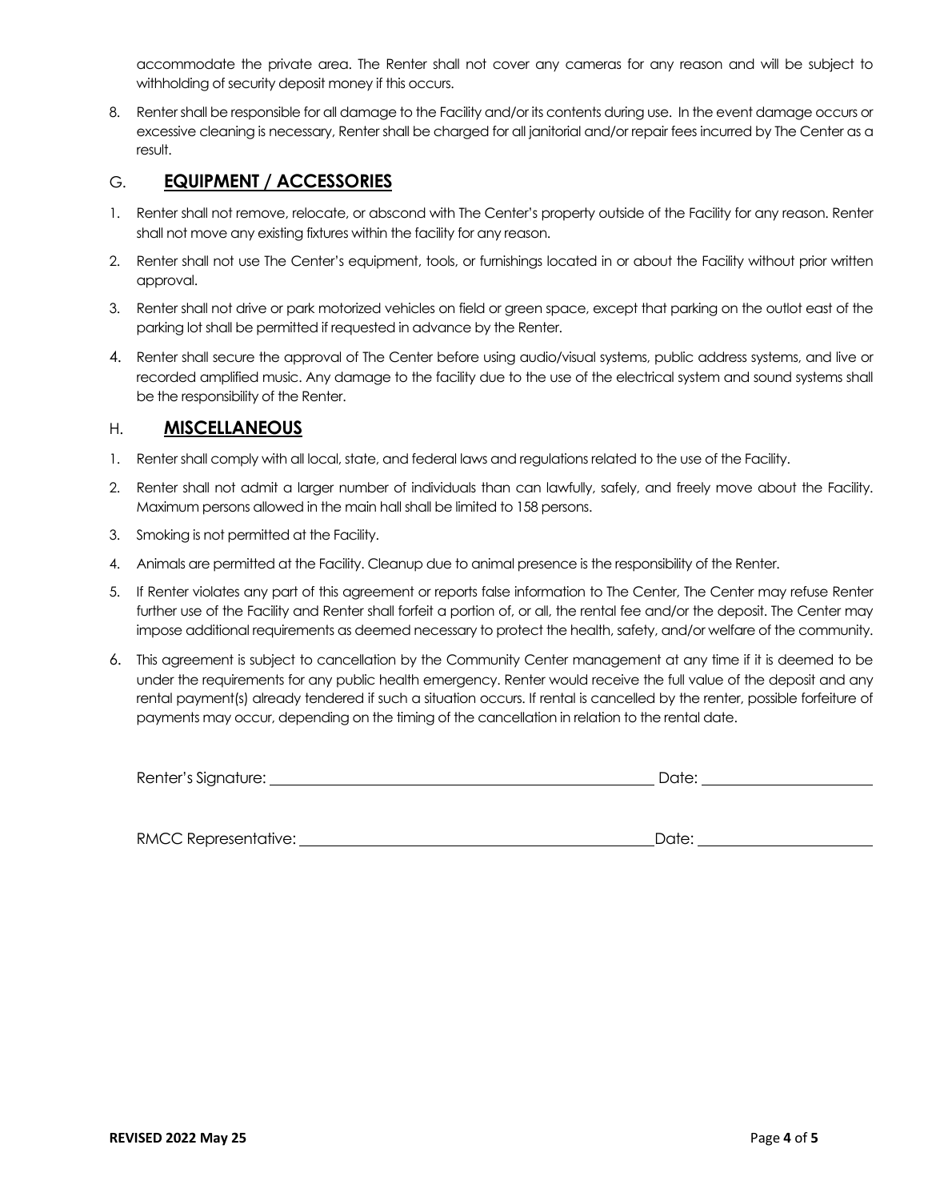accommodate the private area. The Renter shall not cover any cameras for any reason and will be subject to withholding of security deposit money if this occurs.

8. Renter shall be responsible for all damage to the Facility and/or its contents during use. In the event damage occurs or excessive cleaning is necessary, Renter shall be charged for all janitorial and/or repair fees incurred by The Center as a result.

## G. **EQUIPMENT / ACCESSORIES**

1. Renter shall not remove, relocate, or abscond with The Center's property outside of the Facility for any reason. Renter shall not move any existing fixtures within the facility for any reason.
2. Renter shall not use The Center's equipment, tools, or furnishings located in or about the Facility without prior written approval.
3. Renter shall not drive or park motorized vehicles on field or green space, except that parking on the outlot east of the parking lot shall be permitted if requested in advance by the Renter.
4. Renter shall secure the approval of The Center before using audio/visual systems, public address systems, and live or recorded amplified music. Any damage to the facility due to the use of the electrical system and sound systems shall be the responsibility of the Renter.

## H. **MISCELLANEOUS**

1. Renter shall comply with all local, state, and federal laws and regulations related to the use of the Facility.
2. Renter shall not admit a larger number of individuals than can lawfully, safely, and freely move about the Facility. Maximum persons allowed in the main hall shall be limited to 158 persons.
3. Smoking is not permitted at the Facility.
4. Animals are permitted at the Facility. Cleanup due to animal presence is the responsibility of the Renter.
5. If Renter violates any part of this agreement or reports false information to The Center, The Center may refuse Renter further use of the Facility and Renter shall forfeit a portion of, or all, the rental fee and/or the deposit. The Center may impose additional requirements as deemed necessary to protect the health, safety, and/or welfare of the community.
6. This agreement is subject to cancellation by the Community Center management at any time if it is deemed to be under the requirements for any public health emergency. Renter would receive the full value of the deposit and any rental payment(s) already tendered if such a situation occurs. If rental is cancelled by the renter, possible forfeiture of payments may occur, depending on the timing of the cancellation in relation to the rental date.

Renter's Signature: ______________________________ Date: ______________

RMCC Representative: ______________________________ Date: ______________

**REVISED 2022 May 25**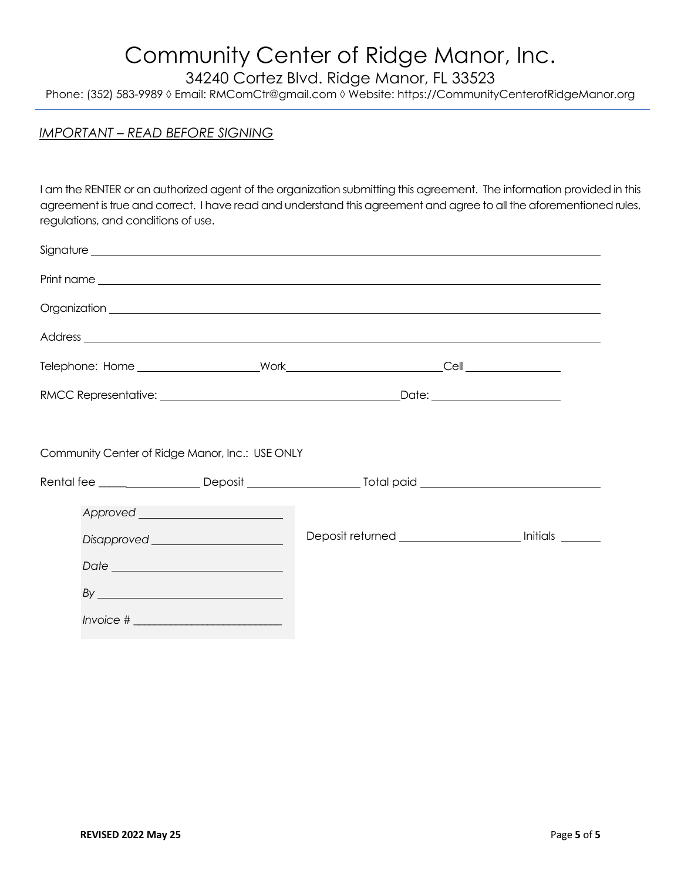# Community Center of Ridge Manor, Inc.

34240 Cortez Blvd. Ridge Manor, FL 33523

Phone: (352) 583-9989 ◊ Email: RMComCtr@gmail.com ◊ Website: https://CommunityCenterofRidgeManor.org

---

*IMPORTANT – READ BEFORE SIGNING*

I am the RENTER or an authorized agent of the organization submitting this agreement. The information provided in this agreement is true and correct. I have read and understand this agreement and agree to all the aforementioned rules, regulations, and conditions of use.

Signature ______________________________________________

Print name ______________________________________________

Organization ______________________________________________

Address ______________________________________________

Telephone: Home ____________________ Work __________________________ Cell ________________

RMCC Representative: ________________________________________ Date: ______________________

Community Center of Ridge Manor, Inc.: USE ONLY

Rental fee __________________ Deposit ___________________ Total paid _____________________________

*Approved* ________________________

*Disapproved* ______________________

*Date* ____________________________

*By* ______________________________

*Invoice #* _________________________

Deposit returned ____________________ Initials _______